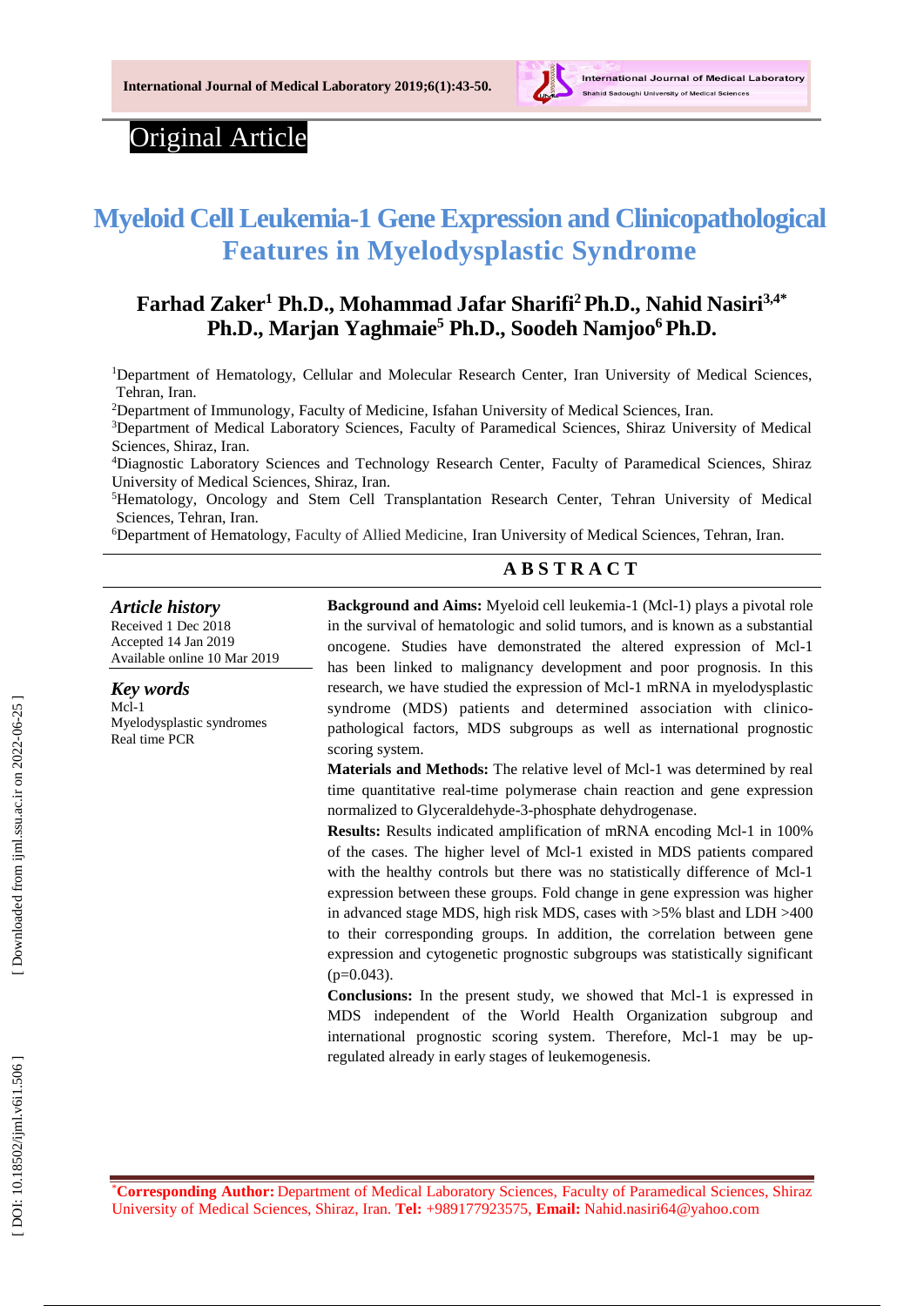Original Article

# Myeloid Cell Leukemia-1 Gene Expression and Clinicopathological Features in Myelodysplastic Syndrome

**Farhad Zaker[1] Ph.D., Mohammad Jafar Sharifi[2] Ph.D., Nahid Nasiri[3,4*] Ph.D., Marjan Yaghmaie[5] Ph.D., Soodeh Namjoo[6] Ph.D.**

[1]Department of Hematology, Cellular and Molecular Research Center, Iran University of Medical Sciences, Tehran, Iran.
[2]Department of Immunology, Faculty of Medicine, Isfahan University of Medical Sciences, Iran.
[3]Department of Medical Laboratory Sciences, Faculty of Paramedical Sciences, Shiraz University of Medical Sciences, Shiraz, Iran.
[4]Diagnostic Laboratory Sciences and Technology Research Center, Faculty of Paramedical Sciences, Shiraz University of Medical Sciences, Shiraz, Iran.
[5]Hematology, Oncology and Stem Cell Transplantation Research Center, Tehran University of Medical Sciences, Tehran, Iran.
[6]Department of Hematology, Faculty of Allied Medicine, Iran University of Medical Sciences, Tehran, Iran.

## ABSTRACT

***Article history***
Received 1 Dec 2018
Accepted 14 Jan 2019
Available online 10 Mar 2019

***Key words***
Mcl-1
Myelodysplastic syndromes
Real time PCR

**Background and Aims:** Myeloid cell leukemia-1 (Mcl-1) plays a pivotal role in the survival of hematologic and solid tumors, and is known as a substantial oncogene. Studies have demonstrated the altered expression of Mcl-1 has been linked to malignancy development and poor prognosis. In this research, we have studied the expression of Mcl-1 mRNA in myelodysplastic syndrome (MDS) patients and determined association with clinico-pathological factors, MDS subgroups as well as international prognostic scoring system.

**Materials and Methods:** The relative level of Mcl-1 was determined by real time quantitative real-time polymerase chain reaction and gene expression normalized to Glyceraldehyde-3-phosphate dehydrogenase.

**Results:** Results indicated amplification of mRNA encoding Mcl-1 in 100% of the cases. The higher level of Mcl-1 existed in MDS patients compared with the healthy controls but there was no statistically difference of Mcl-1 expression between these groups. Fold change in gene expression was higher in advanced stage MDS, high risk MDS, cases with >5% blast and LDH >400 to their corresponding groups. In addition, the correlation between gene expression and cytogenetic prognostic subgroups was statistically significant ($p=0.043$).

**Conclusions:** In the present study, we showed that Mcl-1 is expressed in MDS independent of the World Health Organization subgroup and international prognostic scoring system. Therefore, Mcl-1 may be up-regulated already in early stages of leukemogenesis.

[*]**Corresponding Author:** Department of Medical Laboratory Sciences, Faculty of Paramedical Sciences, Shiraz University of Medical Sciences, Shiraz, Iran. **Tel:** +989177923575, **Email:** Nahid.nasiri64@yahoo.com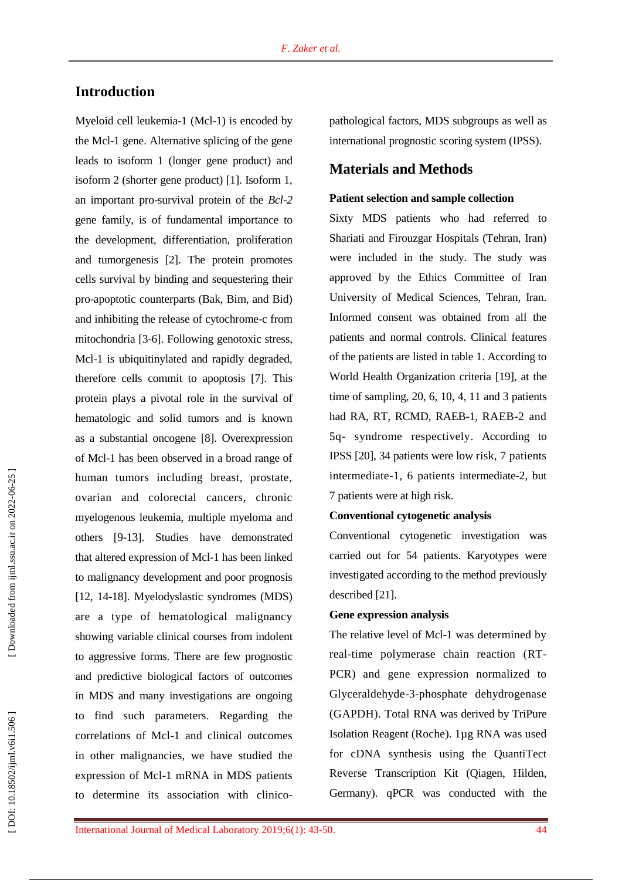## Introduction

Myeloid cell leukemia-1 (Mcl-1) is encoded by the Mcl-1 gene. Alternative splicing of the gene leads to isoform 1 (longer gene product) and isoform 2 (shorter gene product) [1]. Isoform 1, an important pro-survival protein of the *Bcl-2* gene family, is of fundamental importance to the development, differentiation, proliferation and tumorgenesis [2]. The protein promotes cells survival by binding and sequestering their pro-apoptotic counterparts (Bak, Bim, and Bid) and inhibiting the release of cytochrome-c from mitochondria [3-6]. Following genotoxic stress, Mcl-1 is ubiquitinylated and rapidly degraded, therefore cells commit to apoptosis [7]. This protein plays a pivotal role in the survival of hematologic and solid tumors and is known as a substantial oncogene [8]. Overexpression of Mcl-1 has been observed in a broad range of human tumors including breast, prostate, ovarian and colorectal cancers, chronic myelogenous leukemia, multiple myeloma and others [9-13]. Studies have demonstrated that altered expression of Mcl-1 has been linked to malignancy development and poor prognosis [12, 14-18]. Myelodyslastic syndromes (MDS) are a type of hematological malignancy showing variable clinical courses from indolent to aggressive forms. There are few prognostic and predictive biological factors of outcomes in MDS and many investigations are ongoing to find such parameters. Regarding the correlations of Mcl-1 and clinical outcomes in other malignancies, we have studied the expression of Mcl-1 mRNA in MDS patients to determine its association with clinico-pathological factors, MDS subgroups as well as international prognostic scoring system (IPSS).

## Materials and Methods

### Patient selection and sample collection

Sixty MDS patients who had referred to Shariati and Firouzgar Hospitals (Tehran, Iran) were included in the study. The study was approved by the Ethics Committee of Iran University of Medical Sciences, Tehran, Iran. Informed consent was obtained from all the patients and normal controls. Clinical features of the patients are listed in table 1. According to World Health Organization criteria [19], at the time of sampling, 20, 6, 10, 4, 11 and 3 patients had RA, RT, RCMD, RAEB-1, RAEB-2 and 5q- syndrome respectively. According to IPSS [20], 34 patients were low risk, 7 patients intermediate-1, 6 patients intermediate-2, but 7 patients were at high risk.

### Conventional cytogenetic analysis

Conventional cytogenetic investigation was carried out for 54 patients. Karyotypes were investigated according to the method previously described [21].

### Gene expression analysis

The relative level of Mcl-1 was determined by real-time polymerase chain reaction (RT-PCR) and gene expression normalized to Glyceraldehyde-3-phosphate dehydrogenase (GAPDH). Total RNA was derived by TriPure Isolation Reagent (Roche). 1µg RNA was used for cDNA synthesis using the QuantiTect Reverse Transcription Kit (Qiagen, Hilden, Germany). qPCR was conducted with the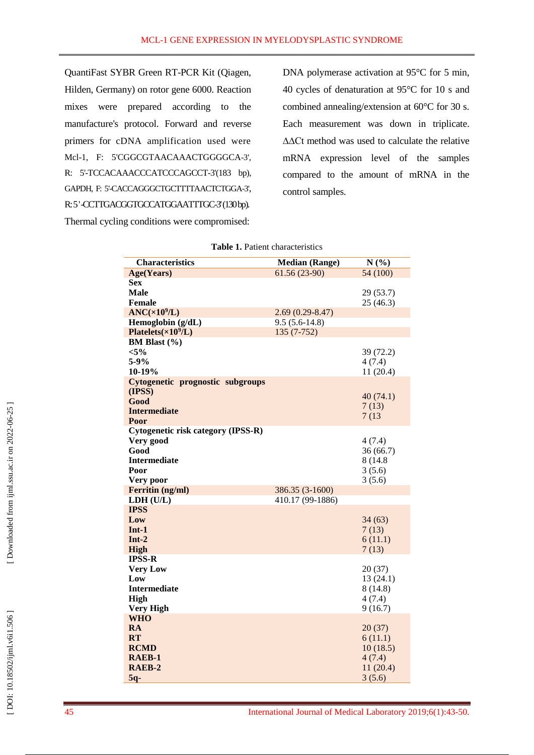QuantiFast SYBR Green RT-PCR Kit (Qiagen, Hilden, Germany) on rotor gene 6000. Reaction mixes were prepared according to the manufacture's protocol. Forward and reverse primers for cDNA amplification used were Mcl-1, F: 5'CGGCGTAACAAACTGGGGCA-3', R: 5'-TCCACAAACCCATCCCAGCCT-3'(183 bp), GAPDH, F: 5'-CACCAGGGCTGCTTTTAACTCTGGA-3', R: 5'-CCTTGACGGTGCCATGGAATTTGC-3' (130 bp). Thermal cycling conditions were compromised: DNA polymerase activation at 95°C for 5 min, 40 cycles of denaturation at 95°C for 10 s and combined annealing/extension at 60°C for 30 s. Each measurement was down in triplicate. ΔΔCt method was used to calculate the relative mRNA expression level of the samples compared to the amount of mRNA in the control samples.

**Table 1.** Patient characteristics

| Characteristics | Median (Range) | N (%) |
|---|---|---|
| **Age(Years)** | 61.56 (23-90) | 54 (100) |
| **Sex** | | |
| **Male** | | 29 (53.7) |
| **Female** | | 25 (46.3) |
| **ANC($\times10^9$/L)** | 2.69 (0.29-8.47) | |
| **Hemoglobin (g/dL)** | 9.5 (5.6-14.8) | |
| **Platelets($\times10^9$/L)** | 135 (7-752) | |
| **BM Blast (%)** | | |
| **<5%** | | 39 (72.2) |
| **5-9%** | | 4 (7.4) |
| **10-19%** | | 11 (20.4) |
| **Cytogenetic prognostic subgroups (IPSS)** | | |
| **Good** | | 40 (74.1) |
| **Intermediate** | | 7 (13) |
| **Poor** | | 7 (13 |
| **Cytogenetic risk category (IPSS-R)** | | |
| **Very good** | | 4 (7.4) |
| **Good** | | 36 (66.7) |
| **Intermediate** | | 8 (14.8 |
| **Poor** | | 3 (5.6) |
| **Very poor** | | 3 (5.6) |
| **Ferritin (ng/ml)** | 386.35 (3-1600) | |
| **LDH (U/L)** | 410.17 (99-1886) | |
| **IPSS** | | |
| **Low** | | 34 (63) |
| **Int-1** | | 7 (13) |
| **Int-2** | | 6 (11.1) |
| **High** | | 7 (13) |
| **IPSS-R** | | |
| **Very Low** | | 20 (37) |
| **Low** | | 13 (24.1) |
| **Intermediate** | | 8 (14.8) |
| **High** | | 4 (7.4) |
| **Very High** | | 9 (16.7) |
| **WHO** | | |
| **RA** | | 20 (37) |
| **RT** | | 6 (11.1) |
| **RCMD** | | 10 (18.5) |
| **RAEB-1** | | 4 (7.4) |
| **RAEB-2** | | 11 (20.4) |
| **5q-** | | 3 (5.6) |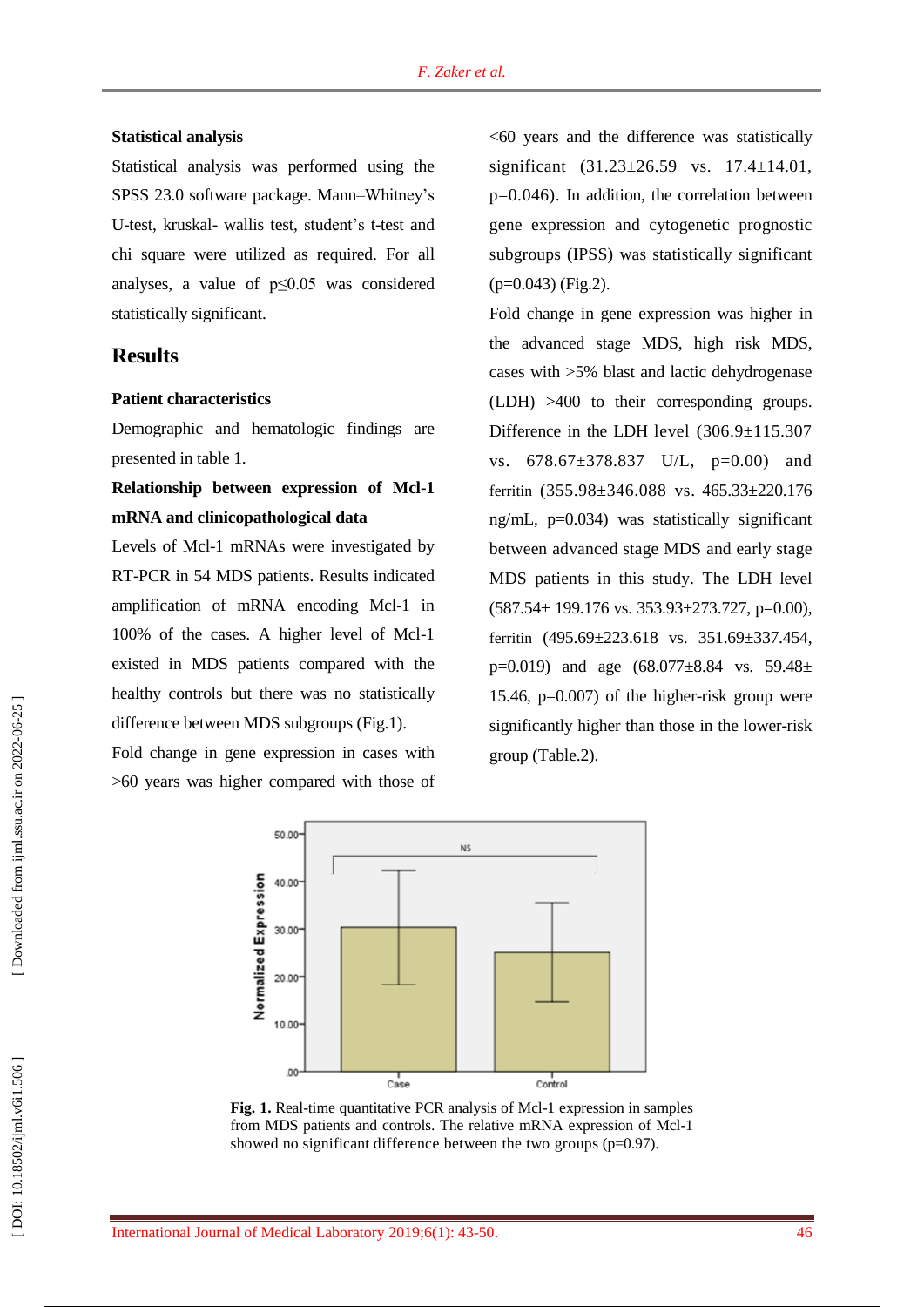**Statistical analysis**

Statistical analysis was performed using the SPSS 23.0 software package. Mann–Whitney's U-test, kruskal- wallis test, student's t-test and chi square were utilized as required. For all analyses, a value of $p \leq 0.05$ was considered statistically significant.

## Results

**Patient characteristics**

Demographic and hematologic findings are presented in table 1.

**Relationship between expression of Mcl-1 mRNA and clinicopathological data**

Levels of Mcl-1 mRNAs were investigated by RT-PCR in 54 MDS patients. Results indicated amplification of mRNA encoding Mcl-1 in 100% of the cases. A higher level of Mcl-1 existed in MDS patients compared with the healthy controls but there was no statistically difference between MDS subgroups (Fig.1).

Fold change in gene expression in cases with >60 years was higher compared with those of <60 years and the difference was statistically significant (31.23±26.59 vs. 17.4±14.01, p=0.046). In addition, the correlation between gene expression and cytogenetic prognostic subgroups (IPSS) was statistically significant (p=0.043) (Fig.2).

Fold change in gene expression was higher in the advanced stage MDS, high risk MDS, cases with >5% blast and lactic dehydrogenase (LDH) >400 to their corresponding groups. Difference in the LDH level (306.9±115.307 vs. 678.67±378.837 U/L, p=0.00) and ferritin (355.98±346.088 vs. 465.33±220.176 ng/mL, p=0.034) was statistically significant between advanced stage MDS and early stage MDS patients in this study. The LDH level (587.54± 199.176 vs. 353.93±273.727, p=0.00), ferritin (495.69±223.618 vs. 351.69±337.454, p=0.019) and age (68.077±8.84 vs. 59.48± 15.46, p=0.007) of the higher-risk group were significantly higher than those in the lower-risk group (Table.2).

**Fig. 1.** Real-time quantitative PCR analysis of Mcl-1 expression in samples from MDS patients and controls. The relative mRNA expression of Mcl-1 showed no significant difference between the two groups (p=0.97).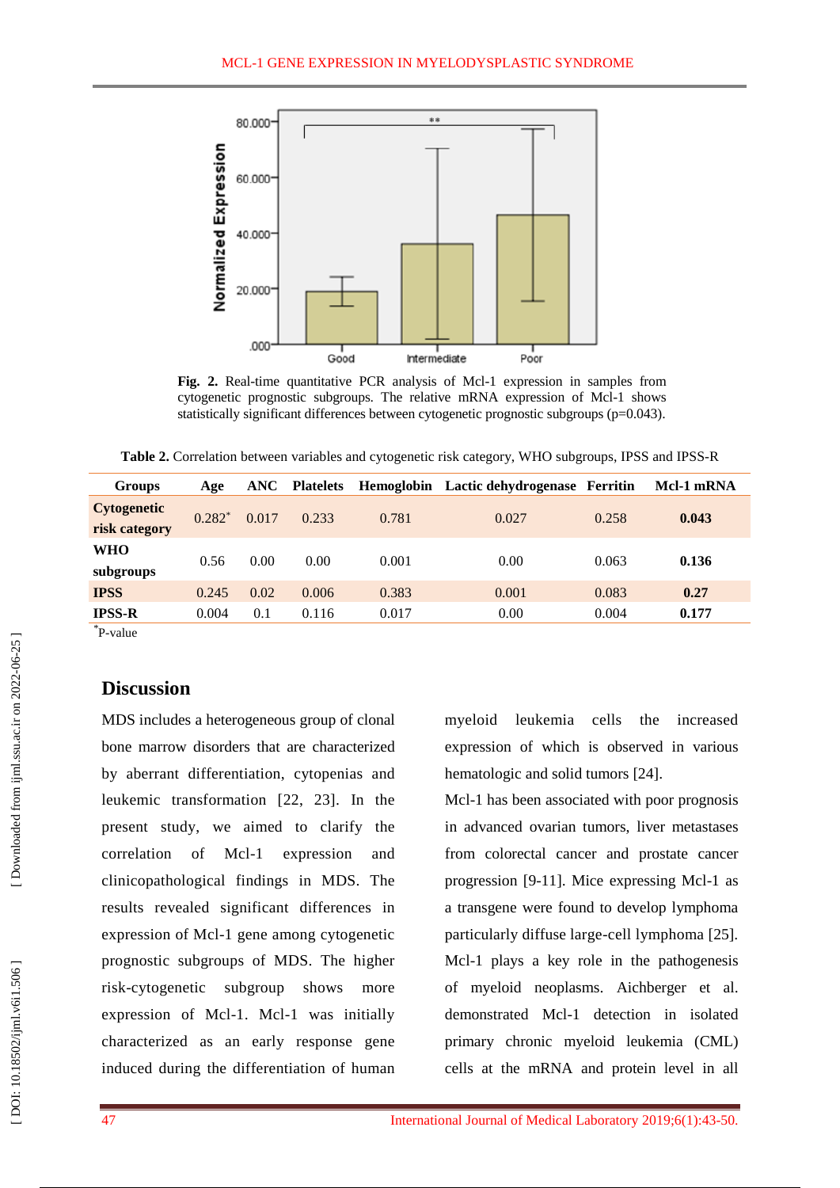Fig. 2. Real-time quantitative PCR analysis of Mcl-1 expression in samples from cytogenetic prognostic subgroups. The relative mRNA expression of Mcl-1 shows statistically significant differences between cytogenetic prognostic subgroups (p=0.043).

**Table 2.** Correlation between variables and cytogenetic risk category, WHO subgroups, IPSS and IPSS-R

| Groups | Age | ANC | Platelets | Hemoglobin | Lactic dehydrogenase | Ferritin | Mcl-1 mRNA |
|---|---|---|---|---|---|---|---|
| **Cytogenetic risk category** | 0.282* | 0.017 | 0.233 | 0.781 | 0.027 | 0.258 | **0.043** |
| **WHO subgroups** | 0.56 | 0.00 | 0.00 | 0.001 | 0.00 | 0.063 | **0.136** |
| **IPSS** | 0.245 | 0.02 | 0.006 | 0.383 | 0.001 | 0.083 | **0.27** |
| **IPSS-R** | 0.004 | 0.1 | 0.116 | 0.017 | 0.00 | 0.004 | **0.177** |

*P-value

## Discussion

MDS includes a heterogeneous group of clonal bone marrow disorders that are characterized by aberrant differentiation, cytopenias and leukemic transformation [22, 23]. In the present study, we aimed to clarify the correlation of Mcl-1 expression and clinicopathological findings in MDS. The results revealed significant differences in expression of Mcl-1 gene among cytogenetic prognostic subgroups of MDS. The higher risk-cytogenetic subgroup shows more expression of Mcl-1. Mcl-1 was initially characterized as an early response gene induced during the differentiation of human myeloid leukemia cells the increased expression of which is observed in various hematologic and solid tumors [24].

Mcl-1 has been associated with poor prognosis in advanced ovarian tumors, liver metastases from colorectal cancer and prostate cancer progression [9-11]. Mice expressing Mcl-1 as a transgene were found to develop lymphoma particularly diffuse large-cell lymphoma [25]. Mcl-1 plays a key role in the pathogenesis of myeloid neoplasms. Aichberger et al. demonstrated Mcl-1 detection in isolated primary chronic myeloid leukemia (CML) cells at the mRNA and protein level in all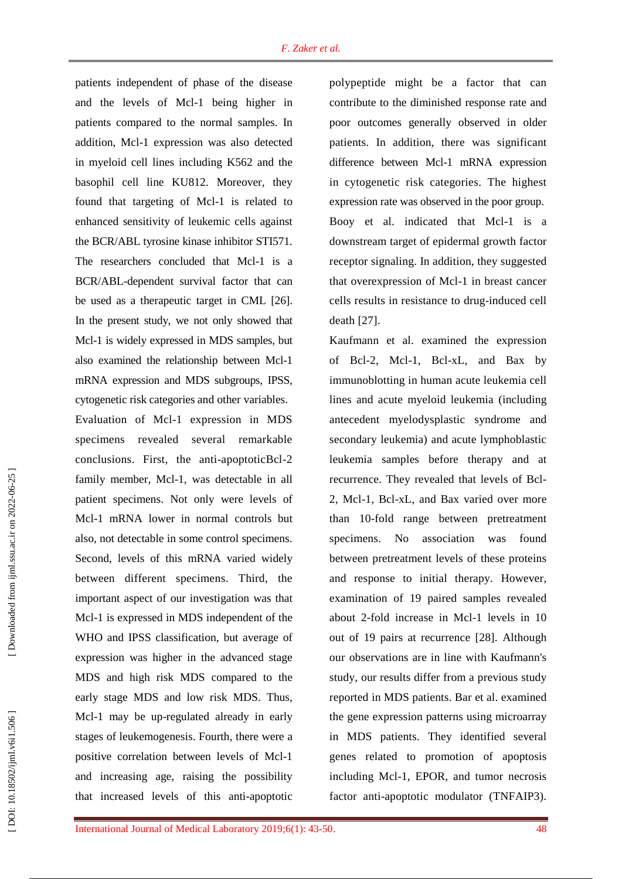patients independent of phase of the disease and the levels of Mcl-1 being higher in patients compared to the normal samples. In addition, Mcl-1 expression was also detected in myeloid cell lines including K562 and the basophil cell line KU812. Moreover, they found that targeting of Mcl-1 is related to enhanced sensitivity of leukemic cells against the BCR/ABL tyrosine kinase inhibitor STI571. The researchers concluded that Mcl-1 is a BCR/ABL-dependent survival factor that can be used as a therapeutic target in CML [26]. In the present study, we not only showed that Mcl-1 is widely expressed in MDS samples, but also examined the relationship between Mcl-1 mRNA expression and MDS subgroups, IPSS, cytogenetic risk categories and other variables.

Evaluation of Mcl-1 expression in MDS specimens revealed several remarkable conclusions. First, the anti-apoptoticBcl-2 family member, Mcl-1, was detectable in all patient specimens. Not only were levels of Mcl-1 mRNA lower in normal controls but also, not detectable in some control specimens. Second, levels of this mRNA varied widely between different specimens. Third, the important aspect of our investigation was that Mcl-1 is expressed in MDS independent of the WHO and IPSS classification, but average of expression was higher in the advanced stage MDS and high risk MDS compared to the early stage MDS and low risk MDS. Thus, Mcl-1 may be up-regulated already in early stages of leukemogenesis. Fourth, there were a positive correlation between levels of Mcl-1 and increasing age, raising the possibility that increased levels of this anti-apoptotic polypeptide might be a factor that can contribute to the diminished response rate and poor outcomes generally observed in older patients. In addition, there was significant difference between Mcl-1 mRNA expression in cytogenetic risk categories. The highest expression rate was observed in the poor group.

Booy et al. indicated that Mcl-1 is a downstream target of epidermal growth factor receptor signaling. In addition, they suggested that overexpression of Mcl-1 in breast cancer cells results in resistance to drug-induced cell death [27].

Kaufmann et al. examined the expression of Bcl-2, Mcl-1, Bcl-xL, and Bax by immunoblotting in human acute leukemia cell lines and acute myeloid leukemia (including antecedent myelodysplastic syndrome and secondary leukemia) and acute lymphoblastic leukemia samples before therapy and at recurrence. They revealed that levels of Bcl-2, Mcl-1, Bcl-xL, and Bax varied over more than 10-fold range between pretreatment specimens. No association was found between pretreatment levels of these proteins and response to initial therapy. However, examination of 19 paired samples revealed about 2-fold increase in Mcl-1 levels in 10 out of 19 pairs at recurrence [28]. Although our observations are in line with Kaufmann's study, our results differ from a previous study reported in MDS patients. Bar et al. examined the gene expression patterns using microarray in MDS patients. They identified several genes related to promotion of apoptosis including Mcl-1, EPOR, and tumor necrosis factor anti-apoptotic modulator (TNFAIP3).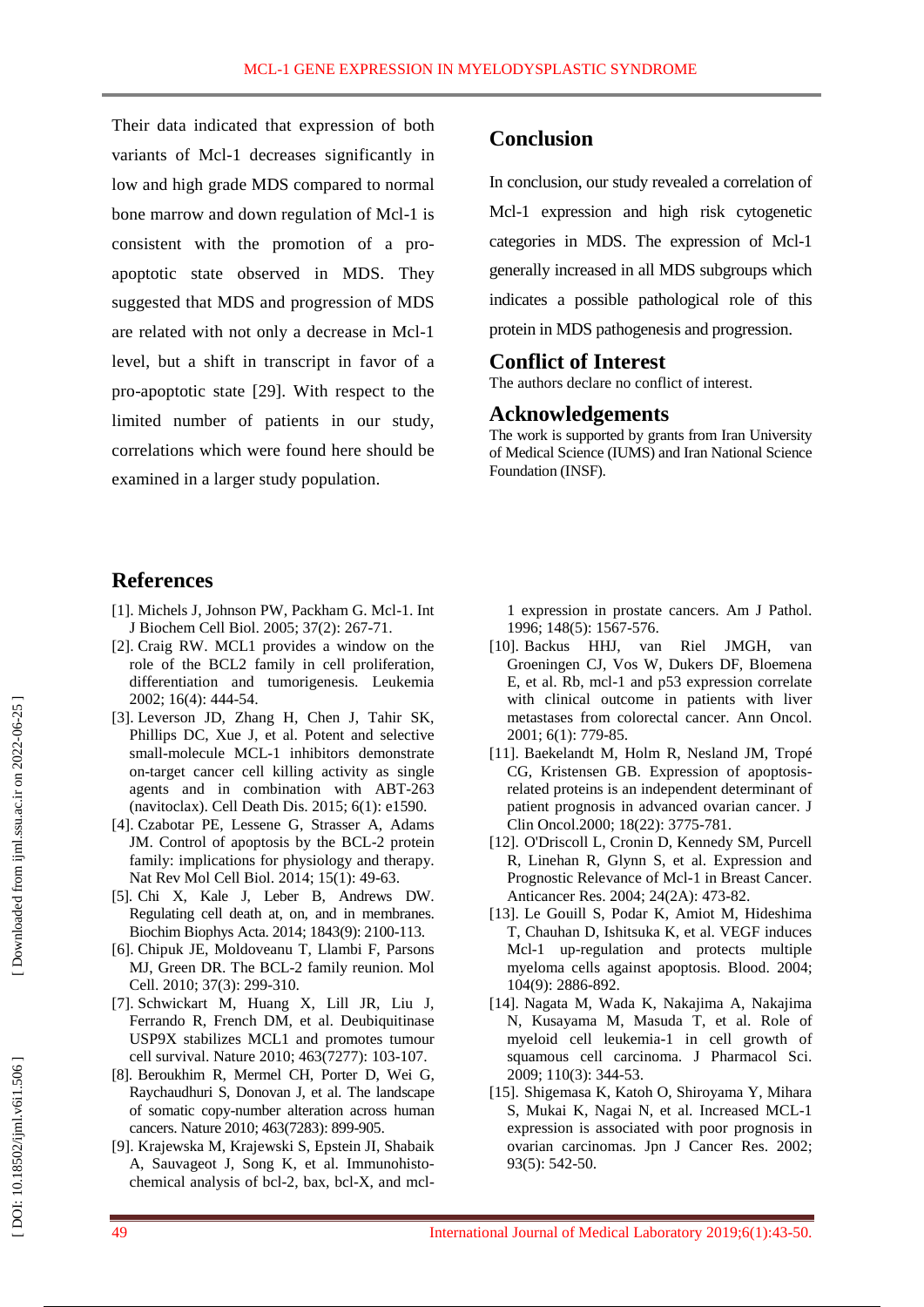Their data indicated that expression of both variants of Mcl-1 decreases significantly in low and high grade MDS compared to normal bone marrow and down regulation of Mcl-1 is consistent with the promotion of a pro-apoptotic state observed in MDS. They suggested that MDS and progression of MDS are related with not only a decrease in Mcl-1 level, but a shift in transcript in favor of a pro-apoptotic state [29]. With respect to the limited number of patients in our study, correlations which were found here should be examined in a larger study population.

## Conclusion

In conclusion, our study revealed a correlation of Mcl-1 expression and high risk cytogenetic categories in MDS. The expression of Mcl-1 generally increased in all MDS subgroups which indicates a possible pathological role of this protein in MDS pathogenesis and progression.

## Conflict of Interest

The authors declare no conflict of interest.

## Acknowledgements

The work is supported by grants from Iran University of Medical Science (IUMS) and Iran National Science Foundation (INSF).

## References

[1]. Michels J, Johnson PW, Packham G. Mcl-1. Int J Biochem Cell Biol. 2005; 37(2): 267-71.

[2]. Craig RW. MCL1 provides a window on the role of the BCL2 family in cell proliferation, differentiation and tumorigenesis. Leukemia 2002; 16(4): 444-54.

[3]. Leverson JD, Zhang H, Chen J, Tahir SK, Phillips DC, Xue J, et al. Potent and selective small-molecule MCL-1 inhibitors demonstrate on-target cancer cell killing activity as single agents and in combination with ABT-263 (navitoclax). Cell Death Dis. 2015; 6(1): e1590.

[4]. Czabotar PE, Lessene G, Strasser A, Adams JM. Control of apoptosis by the BCL-2 protein family: implications for physiology and therapy. Nat Rev Mol Cell Biol. 2014; 15(1): 49-63.

[5]. Chi X, Kale J, Leber B, Andrews DW. Regulating cell death at, on, and in membranes. Biochim Biophys Acta. 2014; 1843(9): 2100-113.

[6]. Chipuk JE, Moldoveanu T, Llambi F, Parsons MJ, Green DR. The BCL-2 family reunion. Mol Cell. 2010; 37(3): 299-310.

[7]. Schwickart M, Huang X, Lill JR, Liu J, Ferrando R, French DM, et al. Deubiquitinase USP9X stabilizes MCL1 and promotes tumour cell survival. Nature 2010; 463(7277): 103-107.

[8]. Beroukhim R, Mermel CH, Porter D, Wei G, Raychaudhuri S, Donovan J, et al. The landscape of somatic copy-number alteration across human cancers. Nature 2010; 463(7283): 899-905.

[9]. Krajewska M, Krajewski S, Epstein JI, Shabaik A, Sauvageot J, Song K, et al. Immunohistochemical analysis of bcl-2, bax, bcl-X, and mcl-1 expression in prostate cancers. Am J Pathol. 1996; 148(5): 1567-576.

[10]. Backus HHJ, van Riel JMGH, van Groeningen CJ, Vos W, Dukers DF, Bloemena E, et al. Rb, mcl-1 and p53 expression correlate with clinical outcome in patients with liver metastases from colorectal cancer. Ann Oncol. 2001; 6(1): 779-85.

[11]. Baekelandt M, Holm R, Nesland JM, Tropé CG, Kristensen GB. Expression of apoptosis-related proteins is an independent determinant of patient prognosis in advanced ovarian cancer. J Clin Oncol.2000; 18(22): 3775-781.

[12]. O'Driscoll L, Cronin D, Kennedy SM, Purcell R, Linehan R, Glynn S, et al. Expression and Prognostic Relevance of Mcl-1 in Breast Cancer. Anticancer Res. 2004; 24(2A): 473-82.

[13]. Le Gouill S, Podar K, Amiot M, Hideshima T, Chauhan D, Ishitsuka K, et al. VEGF induces Mcl-1 up-regulation and protects multiple myeloma cells against apoptosis. Blood. 2004; 104(9): 2886-892.

[14]. Nagata M, Wada K, Nakajima A, Nakajima N, Kusayama M, Masuda T, et al. Role of myeloid cell leukemia-1 in cell growth of squamous cell carcinoma. J Pharmacol Sci. 2009; 110(3): 344-53.

[15]. Shigemasa K, Katoh O, Shiroyama Y, Mihara S, Mukai K, Nagai N, et al. Increased MCL-1 expression is associated with poor prognosis in ovarian carcinomas. Jpn J Cancer Res. 2002; 93(5): 542-50.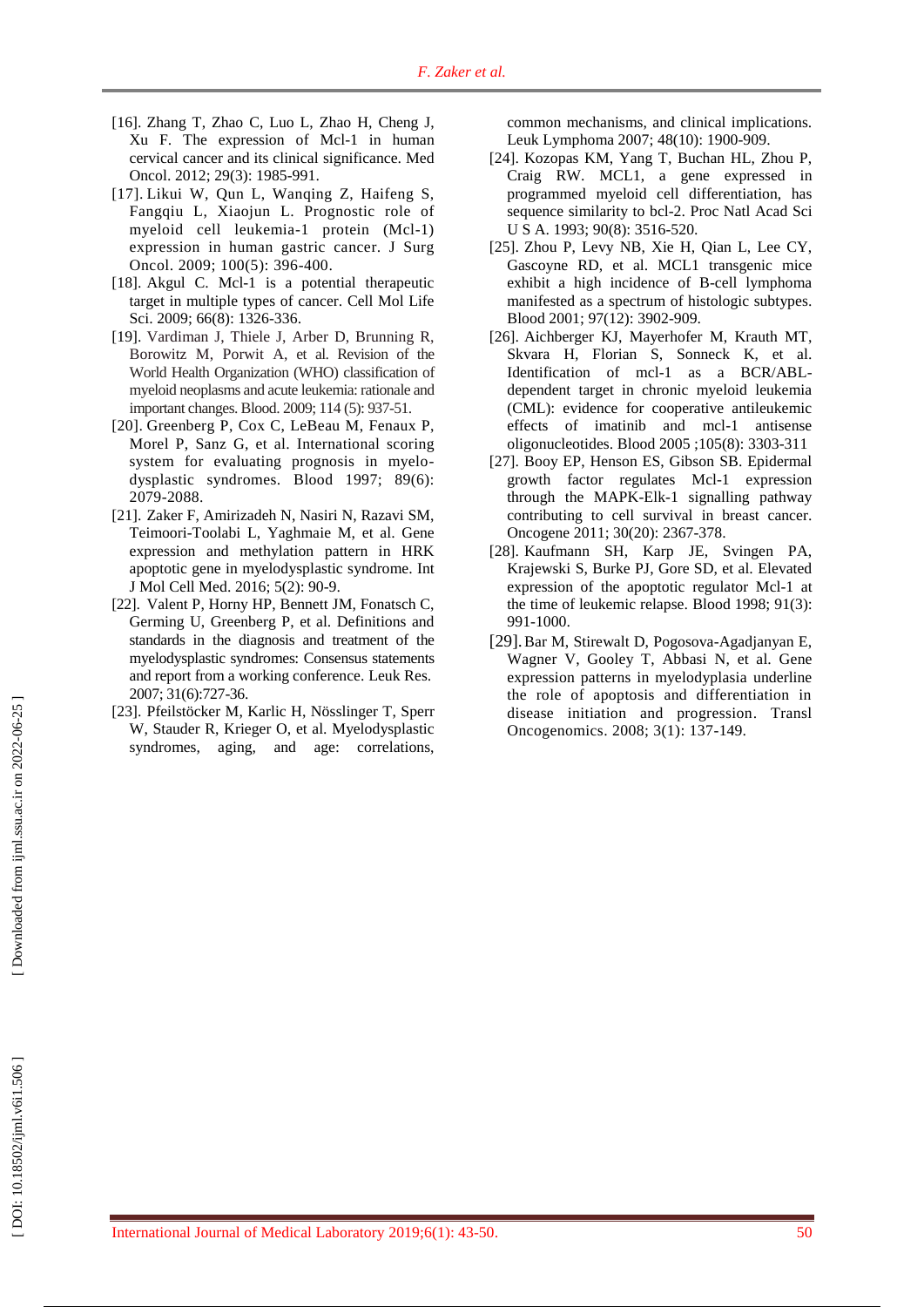[16]. Zhang T, Zhao C, Luo L, Zhao H, Cheng J, Xu F. The expression of Mcl-1 in human cervical cancer and its clinical significance. Med Oncol. 2012; 29(3): 1985-991.

[17]. Likui W, Qun L, Wanqing Z, Haifeng S, Fangqiu L, Xiaojun L. Prognostic role of myeloid cell leukemia-1 protein (Mcl-1) expression in human gastric cancer. J Surg Oncol. 2009; 100(5): 396-400.

[18]. Akgul C. Mcl-1 is a potential therapeutic target in multiple types of cancer. Cell Mol Life Sci. 2009; 66(8): 1326-336.

[19]. Vardiman J, Thiele J, Arber D, Brunning R, Borowitz M, Porwit A, et al. Revision of the World Health Organization (WHO) classification of myeloid neoplasms and acute leukemia: rationale and important changes. Blood. 2009; 114 (5): 937-51.

[20]. Greenberg P, Cox C, LeBeau M, Fenaux P, Morel P, Sanz G, et al. International scoring system for evaluating prognosis in myelo-dysplastic syndromes. Blood 1997; 89(6): 2079-2088.

[21]. Zaker F, Amirizadeh N, Nasiri N, Razavi SM, Teimoori-Toolabi L, Yaghmaie M, et al. Gene expression and methylation pattern in HRK apoptotic gene in myelodysplastic syndrome. Int J Mol Cell Med. 2016; 5(2): 90-9.

[22]. Valent P, Horny HP, Bennett JM, Fonatsch C, Germing U, Greenberg P, et al. Definitions and standards in the diagnosis and treatment of the myelodysplastic syndromes: Consensus statements and report from a working conference. Leuk Res. 2007; 31(6):727-36.

[23]. Pfeilstöcker M, Karlic H, Nösslinger T, Sperr W, Stauder R, Krieger O, et al. Myelodysplastic syndromes, aging, and age: correlations, common mechanisms, and clinical implications. Leuk Lymphoma 2007; 48(10): 1900-909.

[24]. Kozopas KM, Yang T, Buchan HL, Zhou P, Craig RW. MCL1, a gene expressed in programmed myeloid cell differentiation, has sequence similarity to bcl-2. Proc Natl Acad Sci U S A. 1993; 90(8): 3516-520.

[25]. Zhou P, Levy NB, Xie H, Qian L, Lee CY, Gascoyne RD, et al. MCL1 transgenic mice exhibit a high incidence of B-cell lymphoma manifested as a spectrum of histologic subtypes. Blood 2001; 97(12): 3902-909.

[26]. Aichberger KJ, Mayerhofer M, Krauth MT, Skvara H, Florian S, Sonneck K, et al. Identification of mcl-1 as a BCR/ABL-dependent target in chronic myeloid leukemia (CML): evidence for cooperative antileukemic effects of imatinib and mcl-1 antisense oligonucleotides. Blood 2005 ;105(8): 3303-311

[27]. Booy EP, Henson ES, Gibson SB. Epidermal growth factor regulates Mcl-1 expression through the MAPK-Elk-1 signalling pathway contributing to cell survival in breast cancer. Oncogene 2011; 30(20): 2367-378.

[28]. Kaufmann SH, Karp JE, Svingen PA, Krajewski S, Burke PJ, Gore SD, et al. Elevated expression of the apoptotic regulator Mcl-1 at the time of leukemic relapse. Blood 1998; 91(3): 991-1000.

[29]. Bar M, Stirewalt D, Pogosova-Agadjanyan E, Wagner V, Gooley T, Abbasi N, et al. Gene expression patterns in myelodyplasia underline the role of apoptosis and differentiation in disease initiation and progression. Transl Oncogenomics. 2008; 3(1): 137-149.